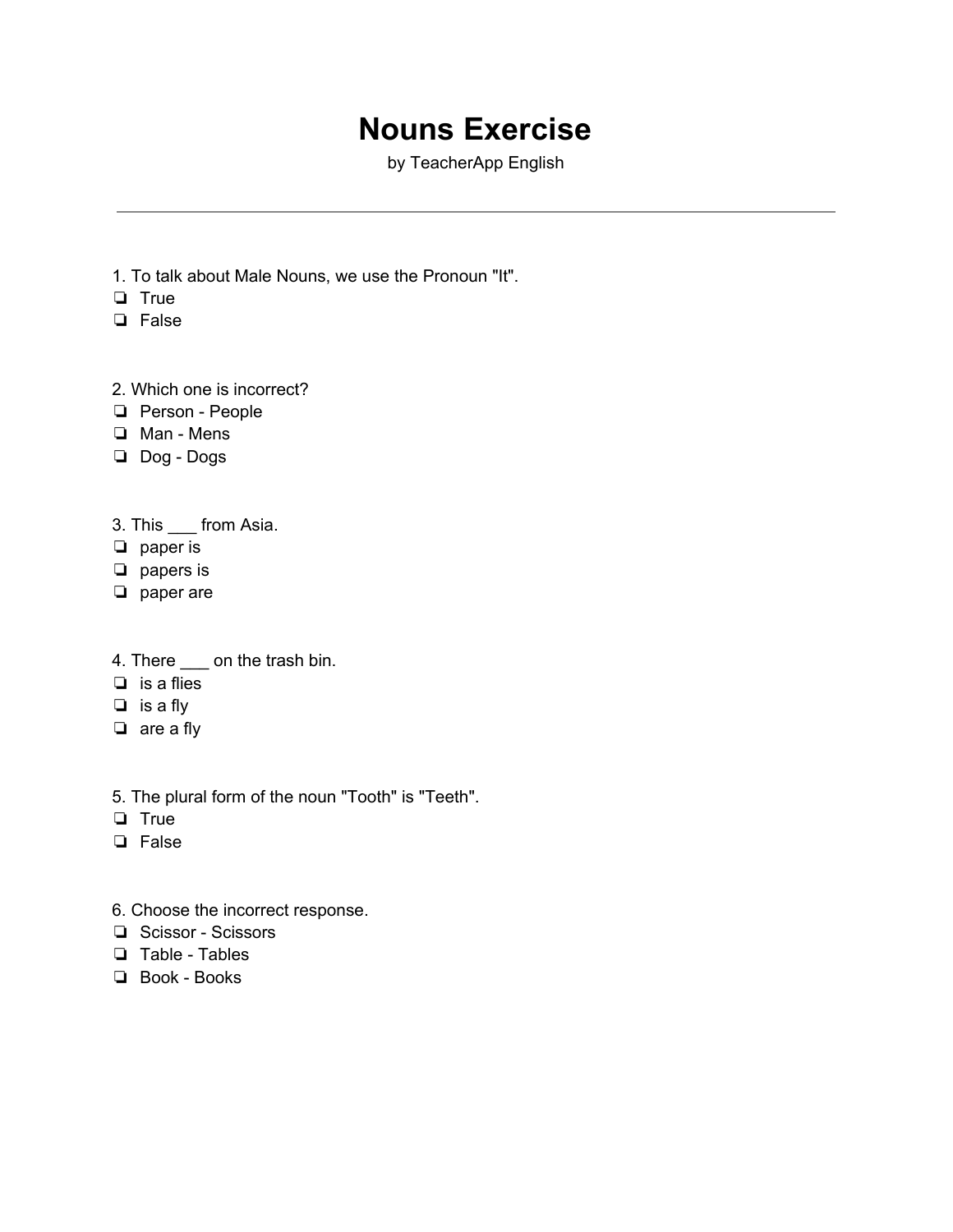# Nouns Exercise

by TeacherApp English

---

1. To talk about Male Nouns, we use the Pronoun "It".
- ❏ True
- ❏ False

2. Which one is incorrect?
- ❏ Person - People
- ❏ Man - Mens
- ❏ Dog - Dogs

3. This ___ from Asia.
- ❏ paper is
- ❏ papers is
- ❏ paper are

4. There ___ on the trash bin.
- ❏ is a flies
- ❏ is a fly
- ❏ are a fly

5. The plural form of the noun "Tooth" is "Teeth".
- ❏ True
- ❏ False

6. Choose the incorrect response.
- ❏ Scissor - Scissors
- ❏ Table - Tables
- ❏ Book - Books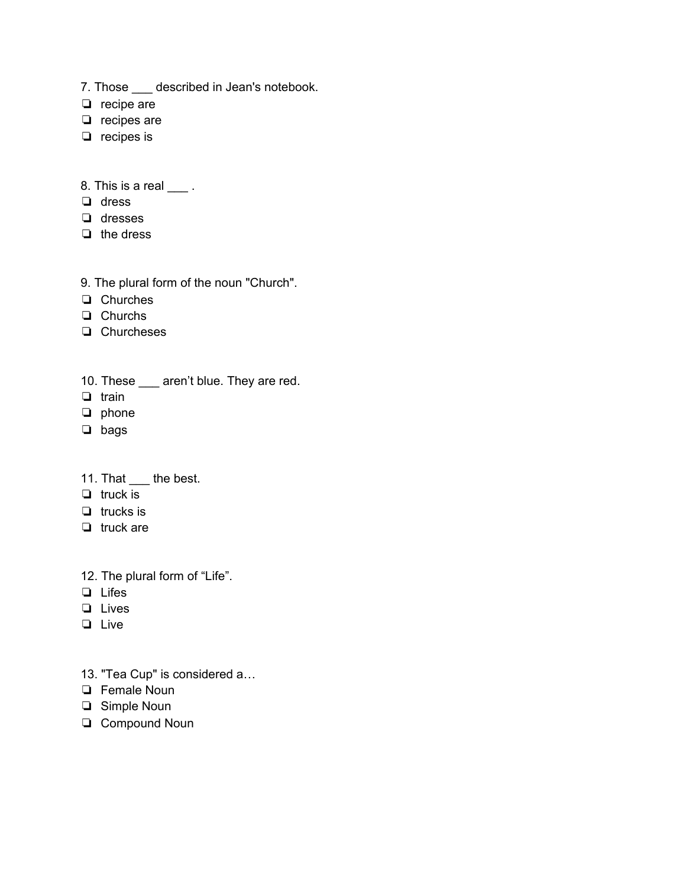7. Those ___ described in Jean's notebook.

❏ recipe are
❏ recipes are
❏ recipes is

8. This is a real ___ .

❏ dress
❏ dresses
❏ the dress

9. The plural form of the noun "Church".

❏ Churches
❏ Churchs
❏ Churcheses

10. These ___ aren't blue. They are red.

❏ train
❏ phone
❏ bags

11. That ___ the best.

❏ truck is
❏ trucks is
❏ truck are

12. The plural form of "Life".

❏ Lifes
❏ Lives
❏ Live

13. "Tea Cup" is considered a…

❏ Female Noun
❏ Simple Noun
❏ Compound Noun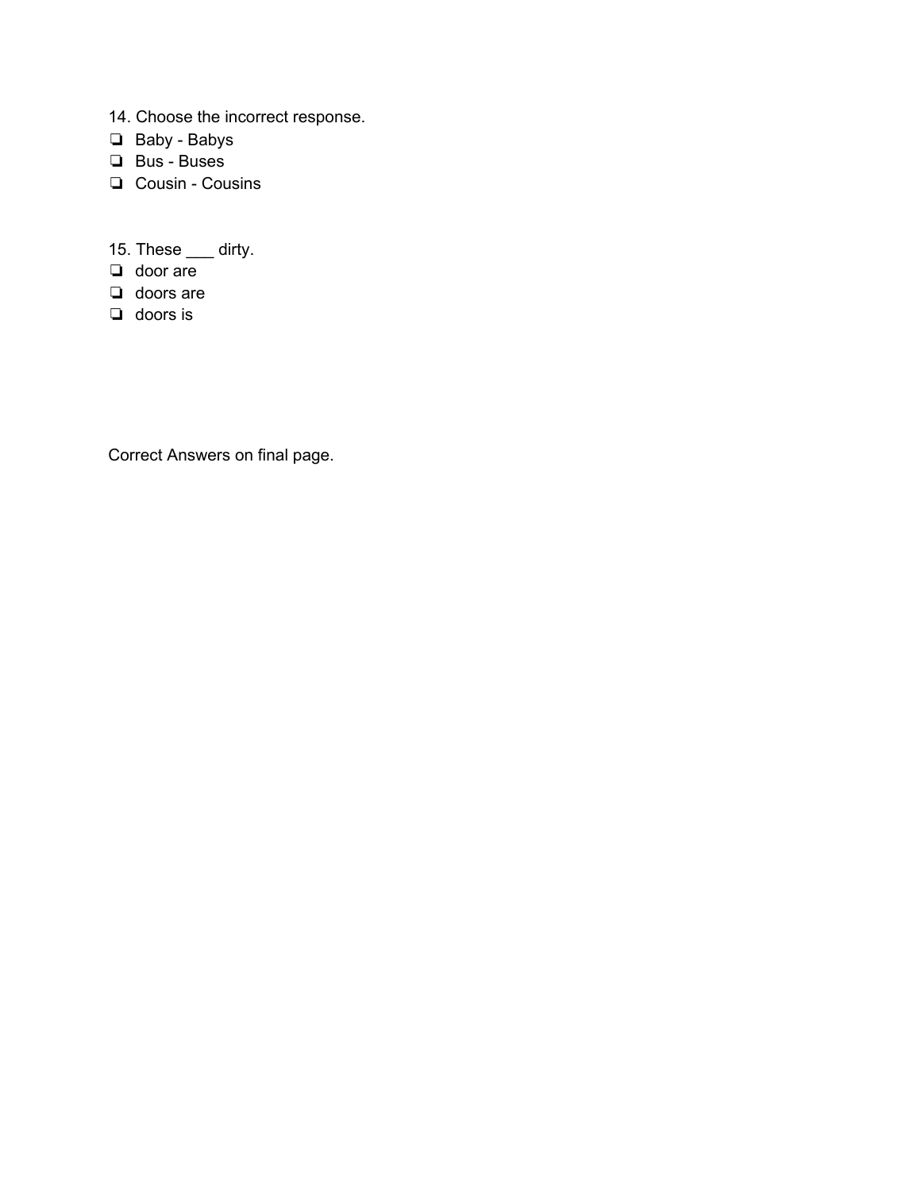14. Choose the incorrect response.

- ❏ Baby - Babys
- ❏ Bus - Buses
- ❏ Cousin - Cousins

15. These ___ dirty.

- ❏ door are
- ❏ doors are
- ❏ doors is

Correct Answers on final page.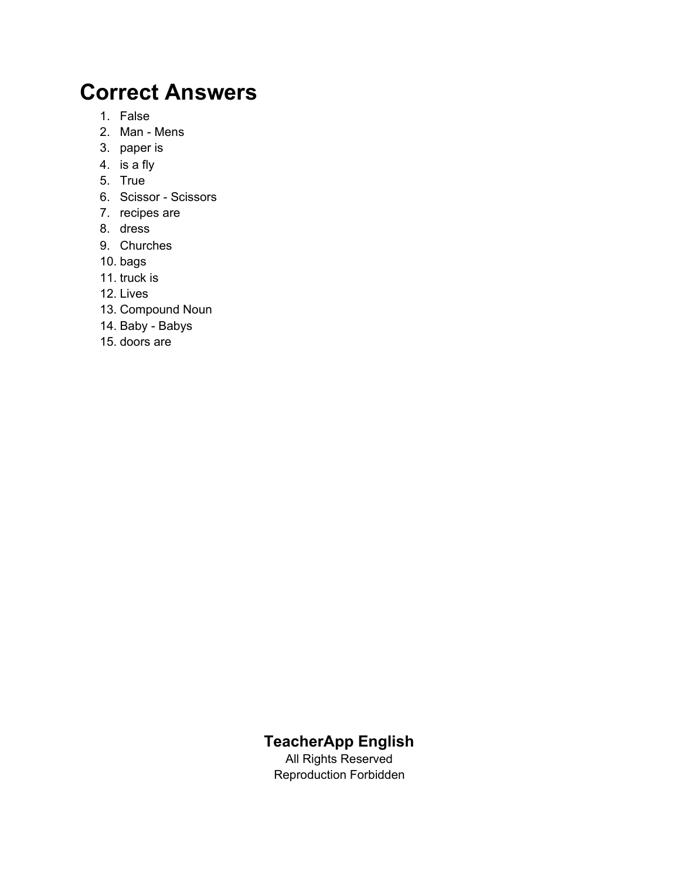# Correct Answers

1. False
2. Man - Mens
3. paper is
4. is a fly
5. True
6. Scissor - Scissors
7. recipes are
8. dress
9. Churches
10. bags
11. truck is
12. Lives
13. Compound Noun
14. Baby - Babys
15. doors are

**TeacherApp English**

All Rights Reserved

Reproduction Forbidden